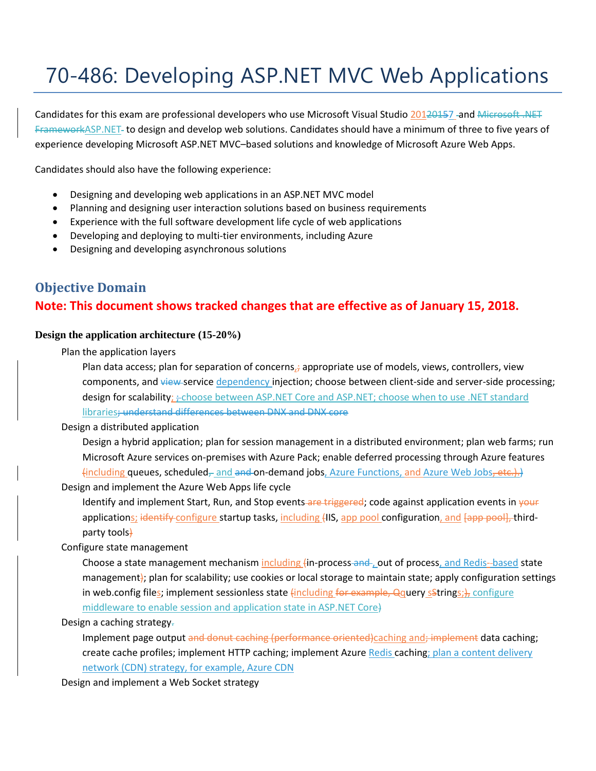# 70-486: Developing ASP.NET MVC Web Applications

Candidates for this exam are professional developers who use Microsoft Visual Studio 201~~2015~~7 and ~~Microsoft .NET Framework~~ASP.NET to design and develop web solutions. Candidates should have a minimum of three to five years of experience developing Microsoft ASP.NET MVC–based solutions and knowledge of Microsoft Azure Web Apps.

Candidates should also have the following experience:

- Designing and developing web applications in an ASP.NET MVC model
- Planning and designing user interaction solutions based on business requirements
- Experience with the full software development life cycle of web applications
- Developing and deploying to multi-tier environments, including Azure
- Designing and developing asynchronous solutions

## Objective Domain

**Note: This document shows tracked changes that are effective as of January 15, 2018.**

### Design the application architecture (15-20%)

Plan the application layers

Plan data access; plan for separation of concerns,~~;~~ appropriate use of models, views, controllers, view components, and ~~view~~ service dependency injection; choose between client-side and server-side processing; design for scalability; ~~;~~ choose between ASP.NET Core and ASP.NET; choose when to use .NET standard libraries~~; understand differences between DNX and DNX core~~

Design a distributed application

Design a hybrid application; plan for session management in a distributed environment; plan web farms; run Microsoft Azure services on-premises with Azure Pack; enable deferred processing through Azure features ~~(~~including queues, scheduled~~,~~ and ~~and~~ on-demand jobs, Azure Functions, and Azure Web Jobs~~, etc.).~~~~)~~

Design and implement the Azure Web Apps life cycle

Identify and implement Start, Run, and Stop events~~ are triggered~~; code against application events in ~~your~~ applications; ~~identify~~ configure startup tasks, including ~~(~~IIS, app pool configuration, and ~~[app pool],~~ third-party tools~~)~~

Configure state management

Choose a state management mechanism including ~~(~~in-process~~ and~~, out of process, and Redis~~-~~based state management~~)~~; plan for scalability; use cookies or local storage to maintain state; apply configuration settings in web.config files; implement sessionless state ~~(~~including ~~for example, Q~~query s~~S~~trings~~;)~~, configure middleware to enable session and application state in ASP.NET Core~~)~~

Design a caching strategy~~.~~

Implement page output ~~and donut caching (performance oriented)~~caching and~~; implement~~ data caching; create cache profiles; implement HTTP caching; implement Azure Redis caching; plan a content delivery network (CDN) strategy, for example, Azure CDN

Design and implement a Web Socket strategy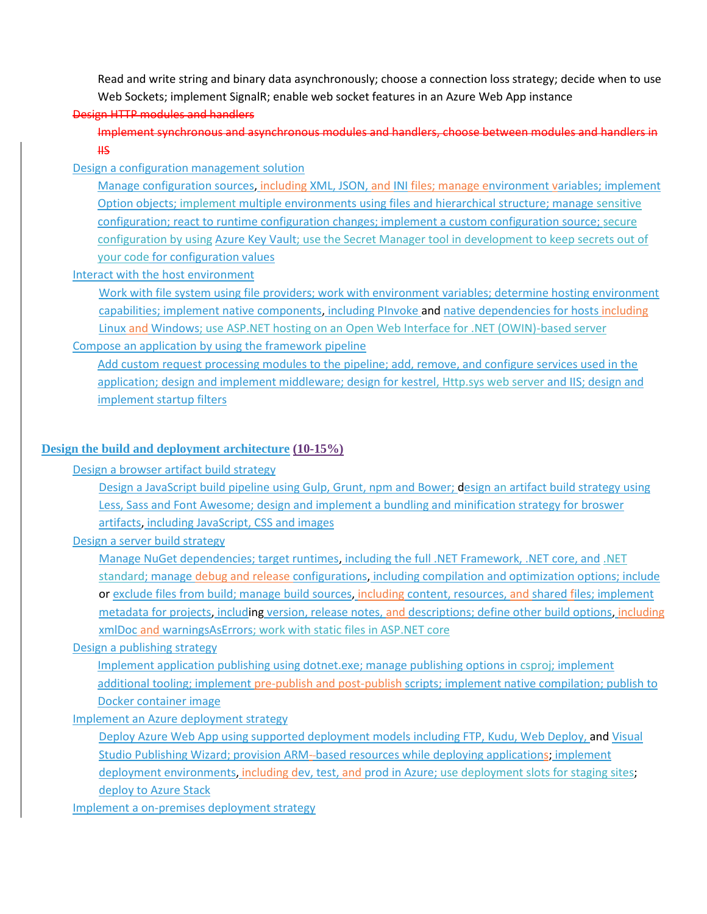Read and write string and binary data asynchronously; choose a connection loss strategy; decide when to use Web Sockets; implement SignalR; enable web socket features in an Azure Web App instance

~~Design HTTP modules and handlers~~

~~Implement synchronous and asynchronous modules and handlers, choose between modules and handlers in IIS~~

Design a configuration management solution

Manage configuration sources, including XML, JSON, and INI files; manage environment variables; implement Option objects; implement multiple environments using files and hierarchical structure; manage sensitive configuration; react to runtime configuration changes; implement a custom configuration source; secure configuration by using Azure Key Vault; use the Secret Manager tool in development to keep secrets out of your code for configuration values

Interact with the host environment

Work with file system using file providers; work with environment variables; determine hosting environment capabilities; implement native components, including PInvoke and native dependencies for hosts including Linux and Windows; use ASP.NET hosting on an Open Web Interface for .NET (OWIN)-based server

Compose an application by using the framework pipeline

Add custom request processing modules to the pipeline; add, remove, and configure services used in the application; design and implement middleware; design for kestrel, Http.sys web server and IIS; design and implement startup filters

## Design the build and deployment architecture (10-15%)

Design a browser artifact build strategy

Design a JavaScript build pipeline using Gulp, Grunt, npm and Bower; design an artifact build strategy using Less, Sass and Font Awesome; design and implement a bundling and minification strategy for broswer artifacts, including JavaScript, CSS and images

Design a server build strategy

Manage NuGet dependencies; target runtimes, including the full .NET Framework, .NET core, and .NET standard; manage debug and release configurations, including compilation and optimization options; include or exclude files from build; manage build sources, including content, resources, and shared files; implement metadata for projects, including version, release notes, and descriptions; define other build options, including xmlDoc and warningsAsErrors; work with static files in ASP.NET core

Design a publishing strategy

Implement application publishing using dotnet.exe; manage publishing options in csproj; implement additional tooling; implement pre-publish and post-publish scripts; implement native compilation; publish to Docker container image

Implement an Azure deployment strategy

Deploy Azure Web App using supported deployment models including FTP, Kudu, Web Deploy, and Visual Studio Publishing Wizard; provision ARM-based resources while deploying applications; implement deployment environments, including dev, test, and prod in Azure; use deployment slots for staging sites; deploy to Azure Stack

Implement a on-premises deployment strategy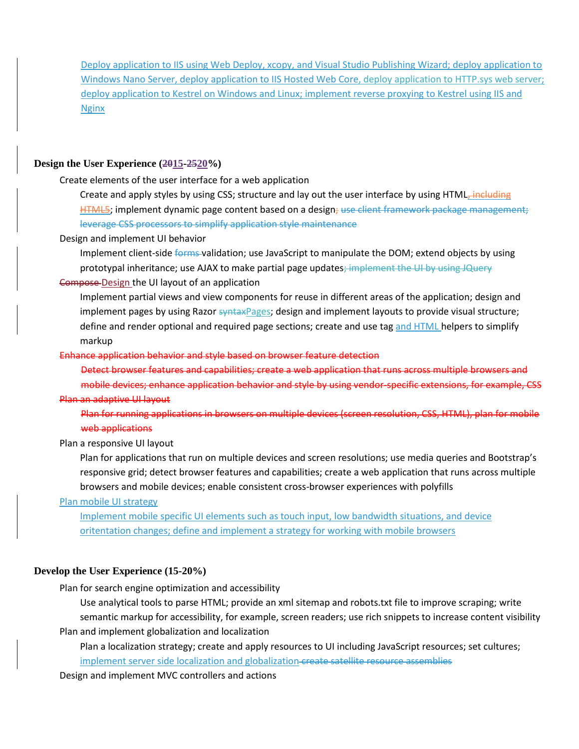Deploy application to IIS using Web Deploy, xcopy, and Visual Studio Publishing Wizard; deploy application to Windows Nano Server, deploy application to IIS Hosted Web Core, deploy application to HTTP.sys web server; deploy application to Kestrel on Windows and Linux; implement reverse proxying to Kestrel using IIS and Nginx

## Design the User Experience (~~20~~15-~~25~~20%)

Create elements of the user interface for a web application

Create and apply styles by using CSS; structure and lay out the user interface by using HTML~~, including HTML5~~; implement dynamic page content based on a design~~; use client framework package management; leverage CSS processors to simplify application style maintenance~~

Design and implement UI behavior

Implement client-side ~~forms~~ validation; use JavaScript to manipulate the DOM; extend objects by using prototypal inheritance; use AJAX to make partial page updates~~; implement the UI by using JQuery~~

~~Compose~~ Design the UI layout of an application

Implement partial views and view components for reuse in different areas of the application; design and implement pages by using Razor ~~syntax~~Pages; design and implement layouts to provide visual structure; define and render optional and required page sections; create and use tag and HTML helpers to simplify markup

~~Enhance application behavior and style based on browser feature detection~~

~~Detect browser features and capabilities; create a web application that runs across multiple browsers and mobile devices; enhance application behavior and style by using vendor-specific extensions, for example, CSS~~

~~Plan an adaptive UI layout~~

~~Plan for running applications in browsers on multiple devices (screen resolution, CSS, HTML), plan for mobile web applications~~

Plan a responsive UI layout

Plan for applications that run on multiple devices and screen resolutions; use media queries and Bootstrap's responsive grid; detect browser features and capabilities; create a web application that runs across multiple browsers and mobile devices; enable consistent cross-browser experiences with polyfills

Plan mobile UI strategy

Implement mobile specific UI elements such as touch input, low bandwidth situations, and device oritentation changes; define and implement a strategy for working with mobile browsers

## Develop the User Experience (15-20%)

Plan for search engine optimization and accessibility

Use analytical tools to parse HTML; provide an xml sitemap and robots.txt file to improve scraping; write semantic markup for accessibility, for example, screen readers; use rich snippets to increase content visibility

Plan and implement globalization and localization

Plan a localization strategy; create and apply resources to UI including JavaScript resources; set cultures; implement server side localization and globalization~~create satellite resource assemblies~~

Design and implement MVC controllers and actions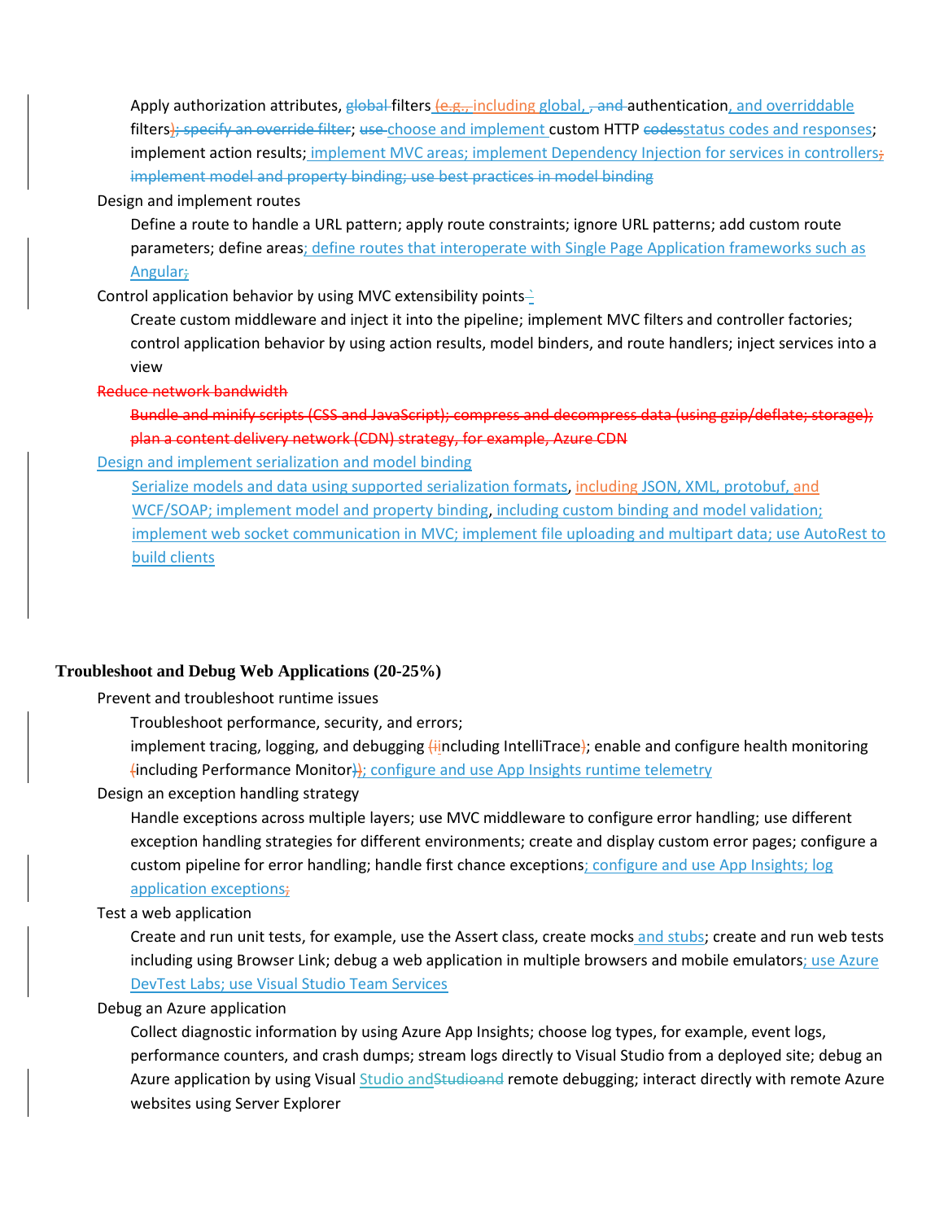Apply authorization attributes, ~~global~~ filters ~~(e.g.,~~ including global, ~~, and~~ authentication, and overriddable filters~~); specify an override filter~~; ~~use~~ choose and implement custom HTTP ~~codes~~status codes and responses; implement action results; implement MVC areas; implement Dependency Injection for services in controllers~~; implement model and property binding; use best practices in model binding~~

Design and implement routes

Define a route to handle a URL pattern; apply route constraints; ignore URL patterns; add custom route parameters; define areas; define routes that interoperate with Single Page Application frameworks such as Angular~~;~~

Control application behavior by using MVC extensibility points

Create custom middleware and inject it into the pipeline; implement MVC filters and controller factories; control application behavior by using action results, model binders, and route handlers; inject services into a view

~~Reduce network bandwidth~~

~~Bundle and minify scripts (CSS and JavaScript); compress and decompress data (using gzip/deflate; storage); plan a content delivery network (CDN) strategy, for example, Azure CDN~~

Design and implement serialization and model binding

Serialize models and data using supported serialization formats, including JSON, XML, protobuf, and WCF/SOAP; implement model and property binding, including custom binding and model validation; implement web socket communication in MVC; implement file uploading and multipart data; use AutoRest to build clients

## Troubleshoot and Debug Web Applications (20-25%)

Prevent and troubleshoot runtime issues

Troubleshoot performance, security, and errors;

implement tracing, logging, and debugging ~~(~~including IntelliTrace~~)~~; enable and configure health monitoring ~~(~~including Performance Monitor~~)~~; configure and use App Insights runtime telemetry

Design an exception handling strategy

Handle exceptions across multiple layers; use MVC middleware to configure error handling; use different exception handling strategies for different environments; create and display custom error pages; configure a custom pipeline for error handling; handle first chance exceptions; configure and use App Insights; log application exceptions~~;~~

Test a web application

Create and run unit tests, for example, use the Assert class, create mocks and stubs; create and run web tests including using Browser Link; debug a web application in multiple browsers and mobile emulators; use Azure DevTest Labs; use Visual Studio Team Services

Debug an Azure application

Collect diagnostic information by using Azure App Insights; choose log types, for example, event logs, performance counters, and crash dumps; stream logs directly to Visual Studio from a deployed site; debug an Azure application by using Visual Studio and~~Studioand~~ remote debugging; interact directly with remote Azure websites using Server Explorer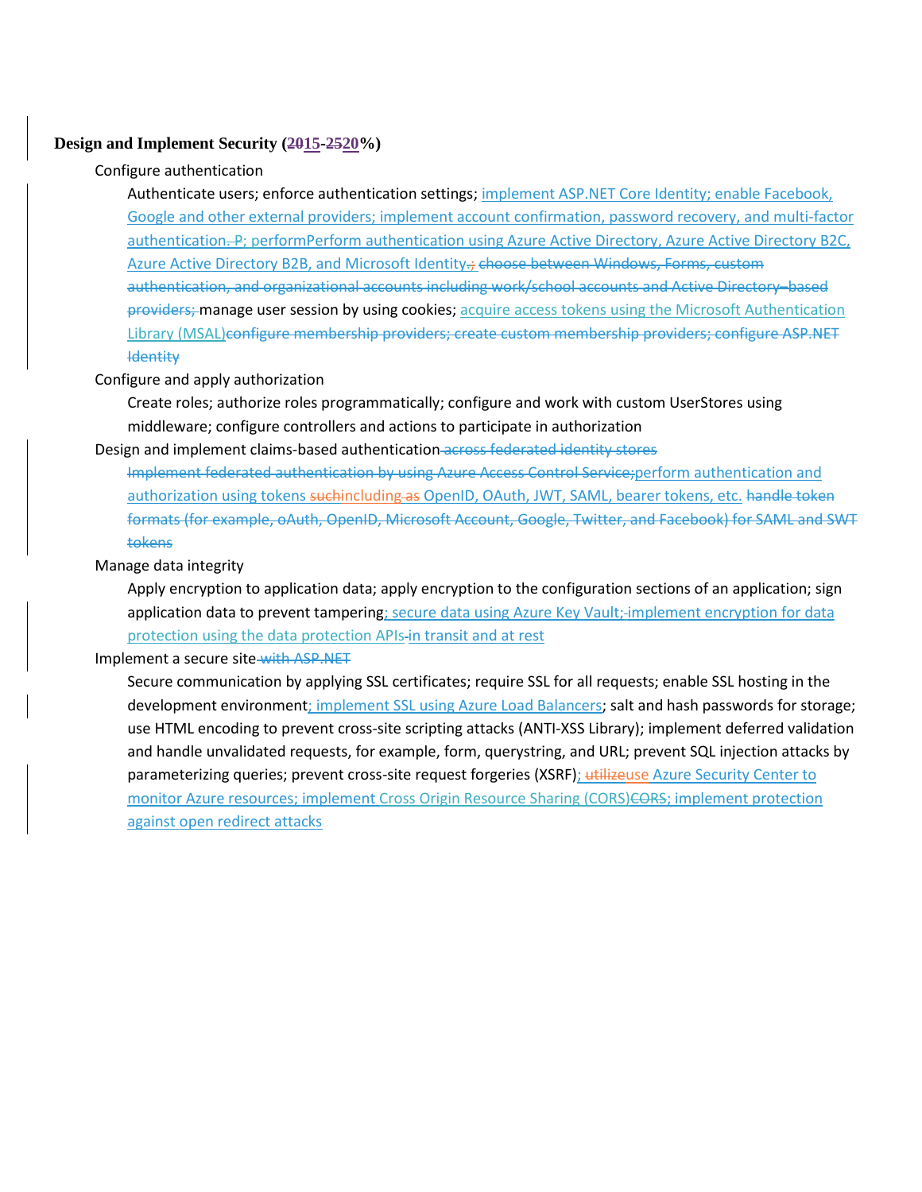**Design and Implement Security (~~20~~15-~~25~~20%)**

Configure authentication

Authenticate users; enforce authentication settings; implement ASP.NET Core Identity; enable Facebook, Google and other external providers; implement account confirmation, password recovery, and multi-factor authentication~~. P~~; ~~perform~~Perform authentication using Azure Active Directory, Azure Active Directory B2C, Azure Active Directory B2B, and Microsoft Identity~~.~~; ~~choose between Windows, Forms, custom authentication, and organizational accounts including work/school accounts and Active Directory–based providers;~~ manage user session by using cookies; acquire access tokens using the Microsoft Authentication Library (MSAL)~~configure membership providers; create custom membership providers; configure ASP.NET Identity~~

Configure and apply authorization

Create roles; authorize roles programmatically; configure and work with custom UserStores using middleware; configure controllers and actions to participate in authorization

Design and implement claims-based authentication ~~across federated identity stores~~

~~Implement federated authentication by using Azure Access Control Service;~~perform authentication and authorization using tokens ~~such~~including ~~as~~ OpenID, OAuth, JWT, SAML, bearer tokens, etc. ~~handle token formats (for example, oAuth, OpenID, Microsoft Account, Google, Twitter, and Facebook) for SAML and SWT tokens~~

Manage data integrity

Apply encryption to application data; apply encryption to the configuration sections of an application; sign application data to prevent tampering; secure data using Azure Key Vault; implement encryption for data protection using the data protection APIs in transit and at rest

Implement a secure site ~~with ASP.NET~~

Secure communication by applying SSL certificates; require SSL for all requests; enable SSL hosting in the development environment; implement SSL using Azure Load Balancers; salt and hash passwords for storage; use HTML encoding to prevent cross-site scripting attacks (ANTI-XSS Library); implement deferred validation and handle unvalidated requests, for example, form, querystring, and URL; prevent SQL injection attacks by parameterizing queries; prevent cross-site request forgeries (XSRF); ~~utilize~~use Azure Security Center to monitor Azure resources; implement Cross Origin Resource Sharing (CORS)~~CORS~~; implement protection against open redirect attacks